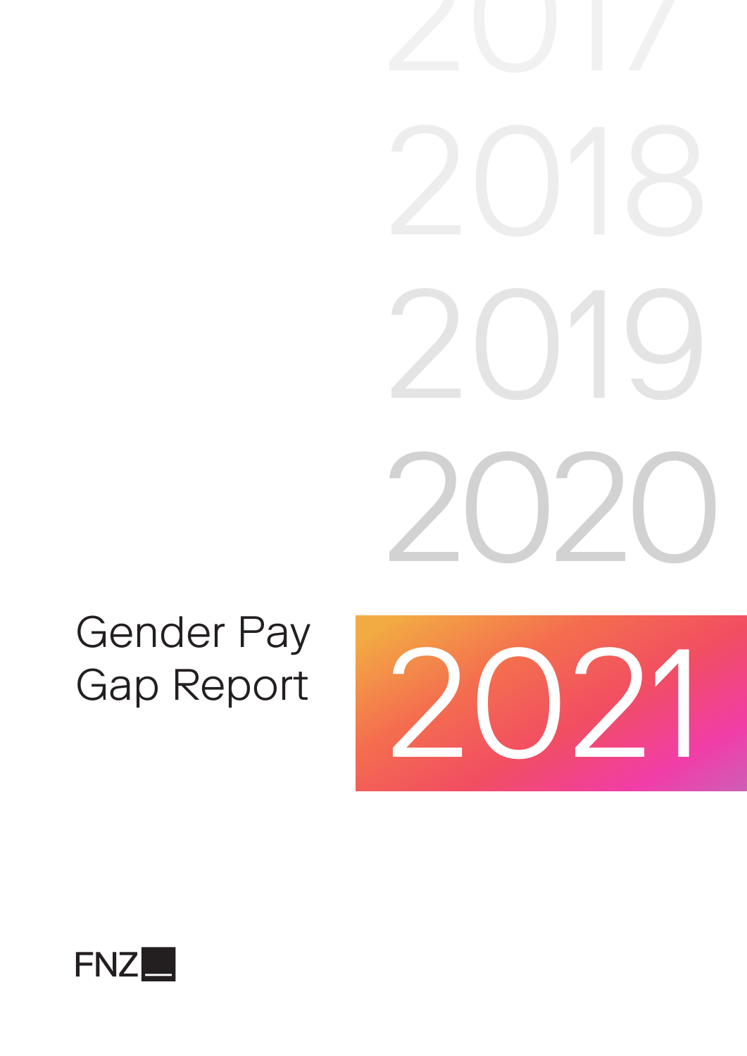2017

2018

2019

2020

# Gender Pay Gap Report

# 2021

FNZ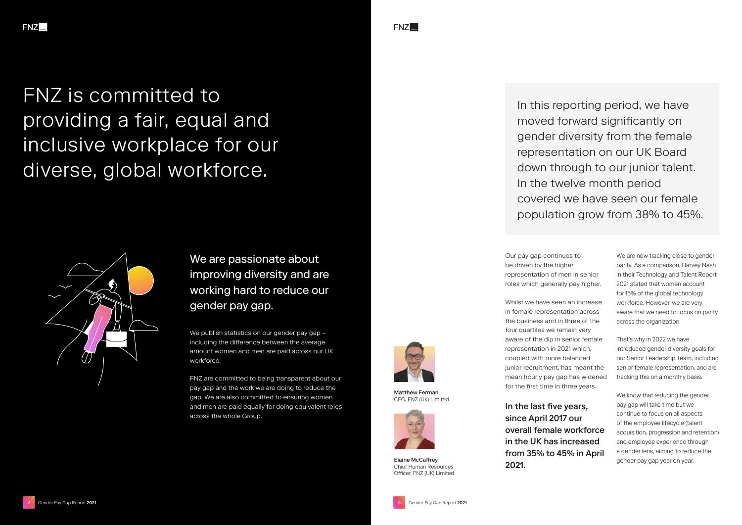# FNZ is committed to providing a fair, equal and inclusive workplace for our diverse, global workforce.

## We are passionate about improving diversity and are working hard to reduce our gender pay gap.

We publish statistics on our gender pay gap – including the difference between the average amount women and men are paid across our UK workforce.

FNZ are committed to being transparent about our pay gap and the work we are doing to reduce the gap. We are also committed to ensuring women and men are paid equally for doing equivalent roles across the whole Group.

In this reporting period, we have moved forward significantly on gender diversity from the female representation on our UK Board down through to our junior talent. In the twelve month period covered we have seen our female population grow from 38% to 45%.

**Matthew Ferman**
CEO, FNZ (UK) Limited

**Elaine McCaffrey**
Chief Human Resources Officer, FNZ (UK) Limited

Our pay gap continues to be driven by the higher representation of men in senior roles which generally pay higher.

Whilst we have seen an increase in female representation across the business and in three of the four quartiles we remain very aware of the dip in senior female representation in 2021 which, coupled with more balanced junior recruitment, has meant the mean hourly pay gap has widened for the first time in three years.

**In the last five years, since April 2017 our overall female workforce in the UK has increased from 35% to 45% in April 2021.**

We are now tracking close to gender parity. As a comparison, Harvey Nash in their Technology and Talent Report 2021 stated that women account for 15% of the global technology workforce. However, we are very aware that we need to focus on parity across the organization.

That's why in 2022 we have introduced gender diversity goals for our Senior Leadership Team, including senior female representation, and are tracking this on a monthly basis.

We know that reducing the gender pay gap will take time but we continue to focus on all aspects of the employee lifecycle (talent acquisition, progression and retention) and employee experience through a gender lens, aiming to reduce the gender pay gap year on year.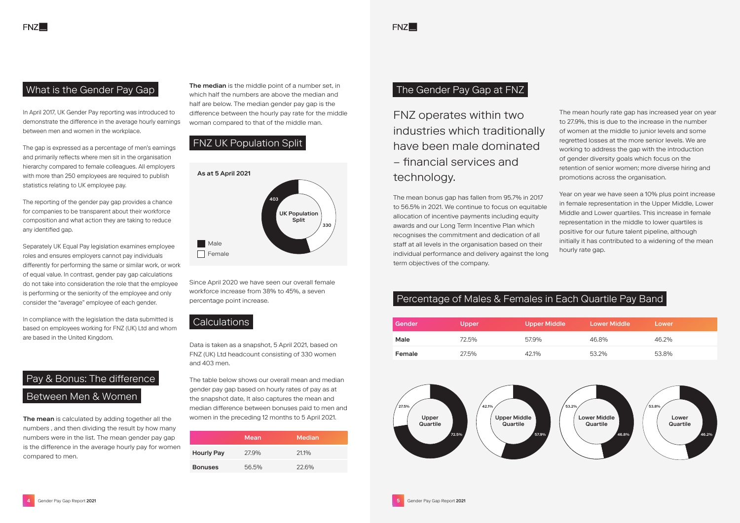## What is the Gender Pay Gap

In April 2017, UK Gender Pay reporting was introduced to demonstrate the difference in the average hourly earnings between men and women in the workplace.

The gap is expressed as a percentage of men's earnings and primarily reflects where men sit in the organisation hierarchy compared to female colleagues. All employers with more than 250 employees are required to publish statistics relating to UK employee pay.

The reporting of the gender pay gap provides a chance for companies to be transparent about their workforce composition and what action they are taking to reduce any identified gap.

Separately UK Equal Pay legislation examines employee roles and ensures employers cannot pay individuals differently for performing the same or similar work, or work of equal value. In contrast, gender pay gap calculations do not take into consideration the role that the employee is performing or the seniority of the employee and only consider the "average" employee of each gender.

In compliance with the legislation the data submitted is based on employees working for FNZ (UK) Ltd and whom are based in the United Kingdom.

## Pay & Bonus: The difference Between Men & Women

**The mean** is calculated by adding together all the numbers , and then dividing the result by how many numbers were in the list. The mean gender pay gap is the difference in the average hourly pay for women compared to men.

**The median** is the middle point of a number set, in which half the numbers are above the median and half are below. The median gender pay gap is the difference between the hourly pay rate for the middle woman compared to that of the middle man.

## FNZ UK Population Split

As at 5 April 2021

UK Population Split

- Male: 403
- Female: 330

Since April 2020 we have seen our overall female workforce increase from 38% to 45%, a seven percentage point increase.

## Calculations

Data is taken as a snapshot, 5 April 2021, based on FNZ (UK) Ltd headcount consisting of 330 women and 403 men.

The table below shows our overall mean and median gender pay gap based on hourly rates of pay as at the snapshot date, It also captures the mean and median difference between bonuses paid to men and women in the preceding 12 months to 5 April 2021.

| | Mean | Median |
|---|---|---|
| **Hourly Pay** | 27.9% | 21.1% |
| **Bonuses** | 56.5% | 22.6% |

## The Gender Pay Gap at FNZ

FNZ operates within two industries which traditionally have been male dominated – financial services and technology.

The mean bonus gap has fallen from 95.7% in 2017 to 56.5% in 2021. We continue to focus on equitable allocation of incentive payments including equity awards and our Long Term Incentive Plan which recognises the commitment and dedication of all staff at all levels in the organisation based on their individual performance and delivery against the long term objectives of the company.

The mean hourly rate gap has increased year on year to 27.9%, this is due to the increase in the number of women at the middle to junior levels and some regretted losses at the more senior levels. We are working to address the gap with the introduction of gender diversity goals which focus on the retention of senior women; more diverse hiring and promotions across the organisation.

Year on year we have seen a 10% plus point increase in female representation in the Upper Middle, Lower Middle and Lower quartiles. This increase in female representation in the middle to lower quartiles is positive for our future talent pipeline, although initially it has contributed to a widening of the mean hourly rate gap.

## Percentage of Males & Females in Each Quartile Pay Band

| Gender | Upper | Upper Middle | Lower Middle | Lower |
|---|---|---|---|---|
| **Male** | 72.5% | 57.9% | 46.8% | 46.2% |
| **Female** | 27.5% | 42.1% | 53.2% | 53.8% |

Upper Quartile: 27.5% / 72.5%

Upper Middle Quartile: 42.1% / 57.9%

Lower Middle Quartile: 53.2% / 46.8%

Lower Quartile: 53.8% / 46.2%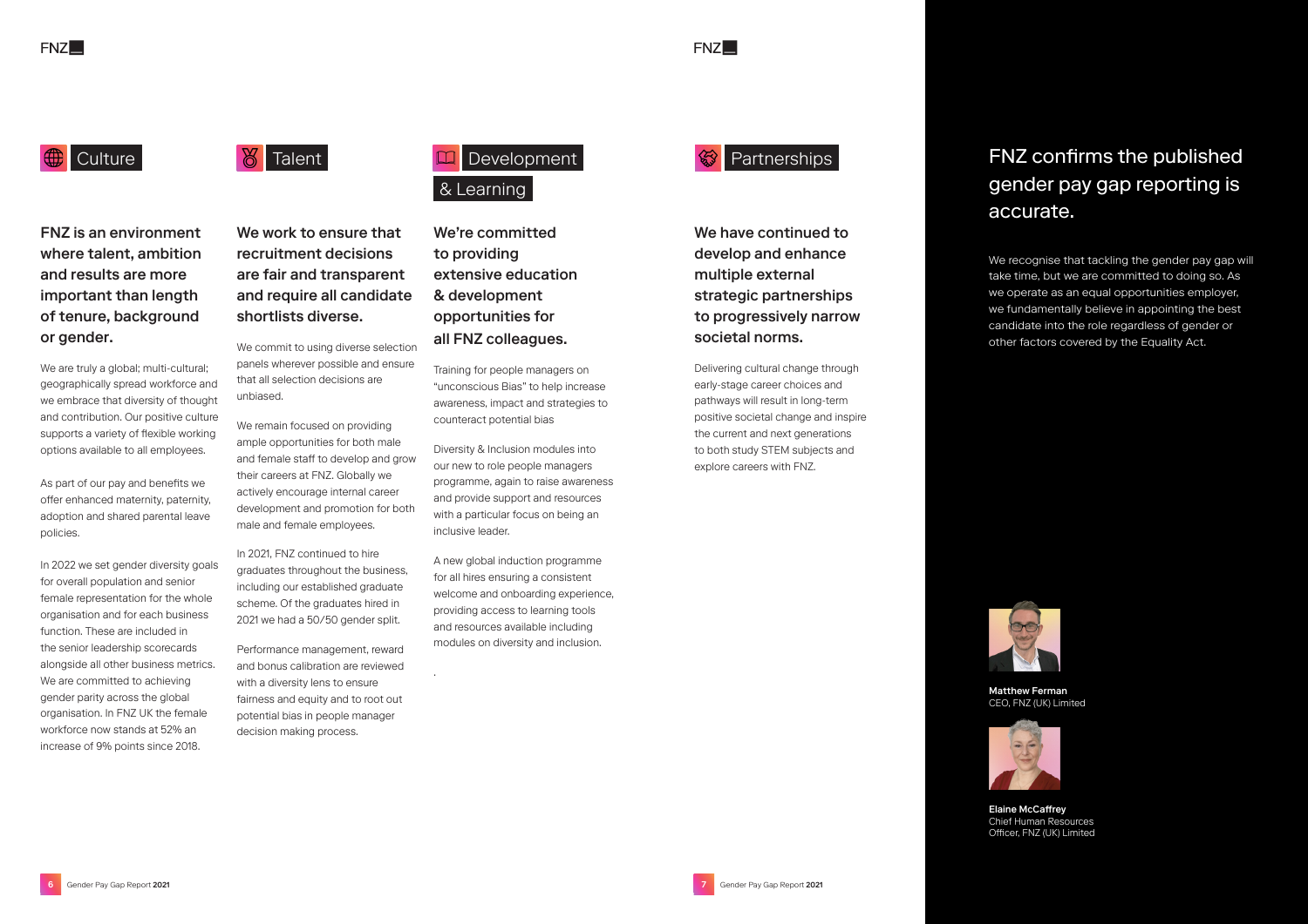## Culture

**FNZ is an environment where talent, ambition and results are more important than length of tenure, background or gender.**

We are truly a global; multi-cultural; geographically spread workforce and we embrace that diversity of thought and contribution. Our positive culture supports a variety of flexible working options available to all employees.

As part of our pay and benefits we offer enhanced maternity, paternity, adoption and shared parental leave policies.

In 2022 we set gender diversity goals for overall population and senior female representation for the whole organisation and for each business function. These are included in the senior leadership scorecards alongside all other business metrics. We are committed to achieving gender parity across the global organisation. In FNZ UK the female workforce now stands at 52% an increase of 9% points since 2018.

## Talent

**We work to ensure that recruitment decisions are fair and transparent and require all candidate shortlists diverse.**

We commit to using diverse selection panels wherever possible and ensure that all selection decisions are unbiased.

We remain focused on providing ample opportunities for both male and female staff to develop and grow their careers at FNZ. Globally we actively encourage internal career development and promotion for both male and female employees.

In 2021, FNZ continued to hire graduates throughout the business, including our established graduate scheme. Of the graduates hired in 2021 we had a 50/50 gender split.

Performance management, reward and bonus calibration are reviewed with a diversity lens to ensure fairness and equity and to root out potential bias in people manager decision making process.

## Development & Learning

**We're committed to providing extensive education & development opportunities for all FNZ colleagues.**

Training for people managers on "unconscious Bias" to help increase awareness, impact and strategies to counteract potential bias

Diversity & Inclusion modules into our new to role people managers programme, again to raise awareness and provide support and resources with a particular focus on being an inclusive leader.

A new global induction programme for all hires ensuring a consistent welcome and onboarding experience, providing access to learning tools and resources available including modules on diversity and inclusion.

## Partnerships

**We have continued to develop and enhance multiple external strategic partnerships to progressively narrow societal norms.**

Delivering cultural change through early-stage career choices and pathways will result in long-term positive societal change and inspire the current and next generations to both study STEM subjects and explore careers with FNZ.

## FNZ confirms the published gender pay gap reporting is accurate.

We recognise that tackling the gender pay gap will take time, but we are committed to doing so. As we operate as an equal opportunities employer, we fundamentally believe in appointing the best candidate into the role regardless of gender or other factors covered by the Equality Act.

**Matthew Ferman**
CEO, FNZ (UK) Limited

**Elaine McCaffrey**
Chief Human Resources Officer, FNZ (UK) Limited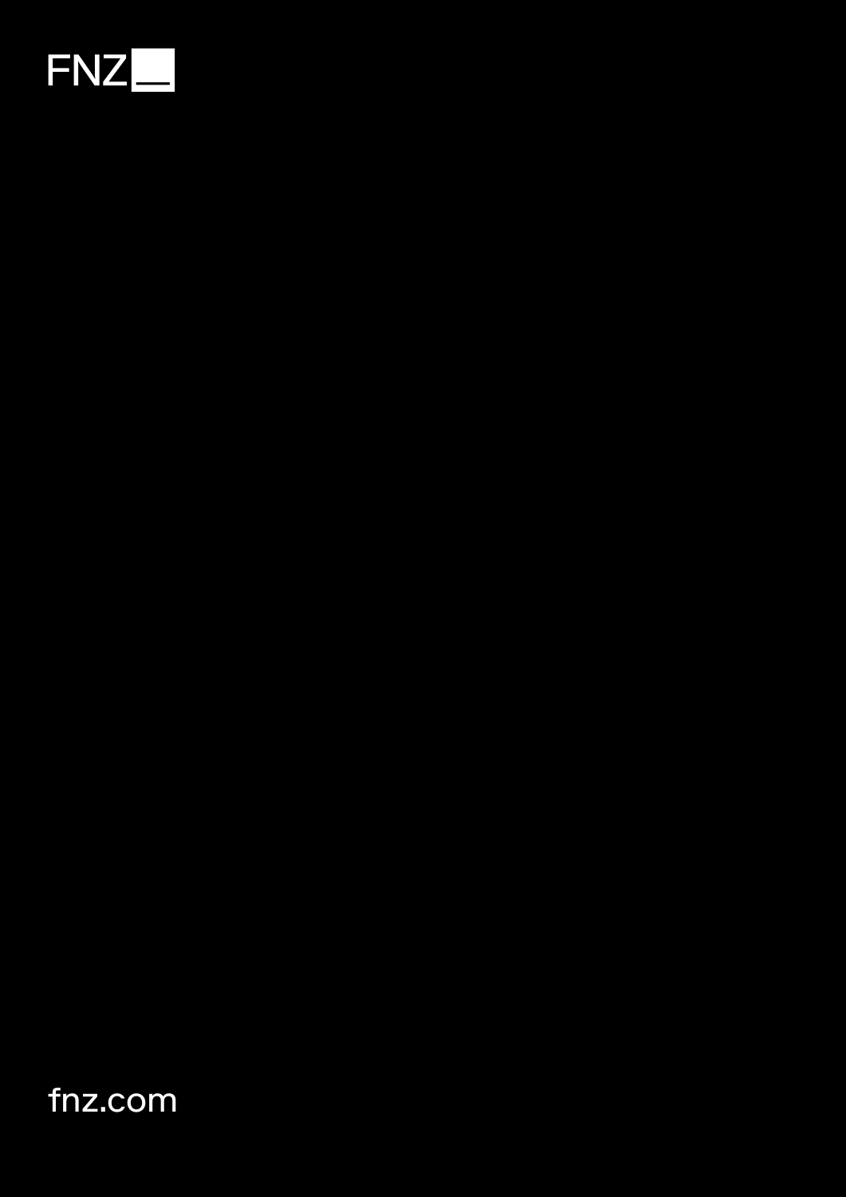FNZ

fnz.com